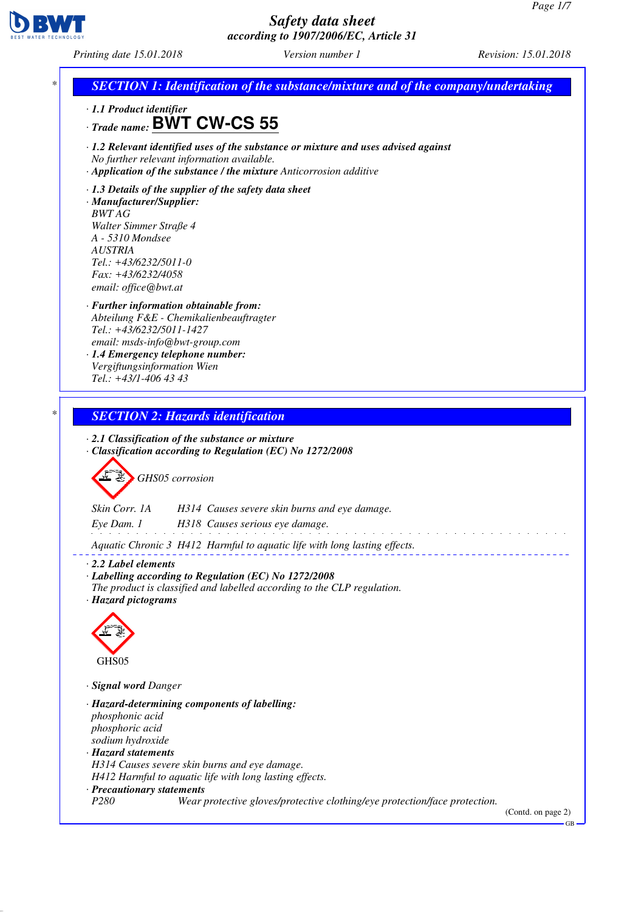# Safety data sheet
## according to 1907/2006/EC, Article 31

Printing date 15.01.2018 Version number 1 Revision: 15.01.2018

## SECTION 1: Identification of the substance/mixture and of the company/undertaking

· **1.1 Product identifier**

· **Trade name: BWT CW-CS 55**

· **1.2 Relevant identified uses of the substance or mixture and uses advised against**
No further relevant information available.

· **Application of the substance / the mixture** Anticorrosion additive

· **1.3 Details of the supplier of the safety data sheet**

· **Manufacturer/Supplier:**
BWT AG
Walter Simmer Straße 4
A - 5310 Mondsee
AUSTRIA
Tel.: +43/6232/5011-0
Fax: +43/6232/4058
email: office@bwt.at

· **Further information obtainable from:**
Abteilung F&E - Chemikalienbeauftragter
Tel.: +43/6232/5011-1427
email: msds-info@bwt-group.com

· **1.4 Emergency telephone number:**
Vergiftungsinformation Wien
Tel.: +43/1-406 43 43

## SECTION 2: Hazards identification

· **2.1 Classification of the substance or mixture**

· **Classification according to Regulation (EC) No 1272/2008**

GHS05 corrosion

Skin Corr. 1A H314 Causes severe skin burns and eye damage.

Eye Dam. 1 H318 Causes serious eye damage.

Aquatic Chronic 3 H412 Harmful to aquatic life with long lasting effects.

· **2.2 Label elements**

· **Labelling according to Regulation (EC) No 1272/2008**
The product is classified and labelled according to the CLP regulation.

· **Hazard pictograms**

GHS05

· **Signal word** Danger

· **Hazard-determining components of labelling:**
phosphonic acid
phosphoric acid
sodium hydroxide

· **Hazard statements**
H314 Causes severe skin burns and eye damage.
H412 Harmful to aquatic life with long lasting effects.

· **Precautionary statements**
P280 Wear protective gloves/protective clothing/eye protection/face protection.

(Contd. on page 2)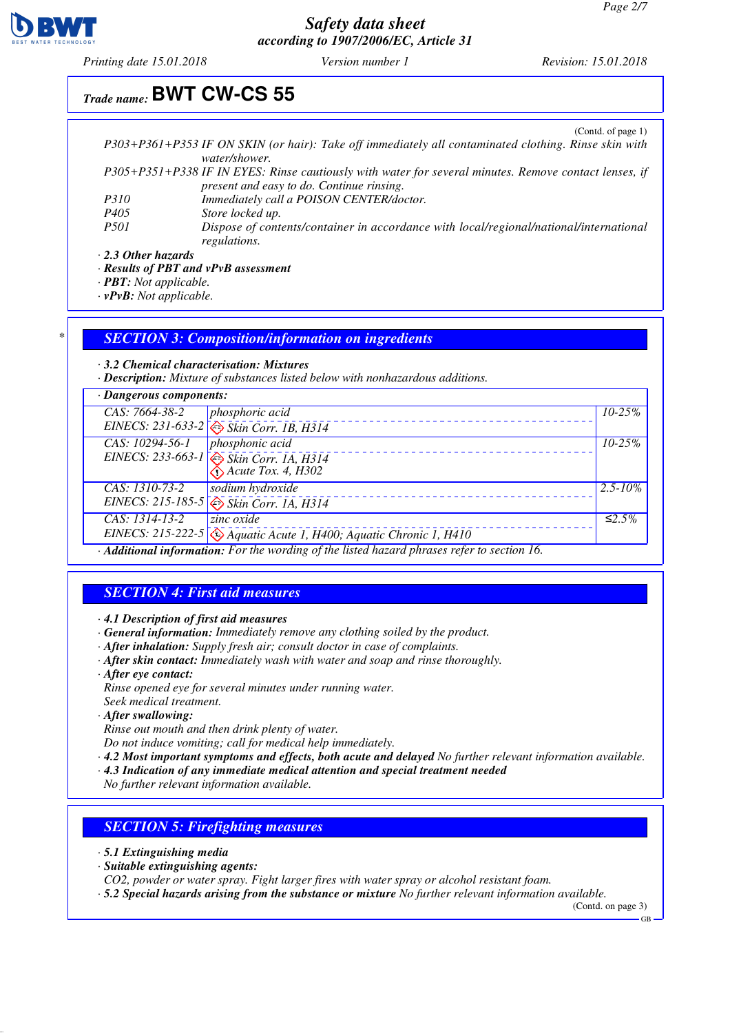# Trade name: BWT CW-CS 55

(Contd. of page 1)

P303+P361+P353 IF ON SKIN (or hair): Take off immediately all contaminated clothing. Rinse skin with water/shower.

P305+P351+P338 IF IN EYES: Rinse cautiously with water for several minutes. Remove contact lenses, if present and easy to do. Continue rinsing.

P310 Immediately call a POISON CENTER/doctor.

P405 Store locked up.

P501 Dispose of contents/container in accordance with local/regional/national/international regulations.

· **2.3 Other hazards**

· **Results of PBT and vPvB assessment**

· **PBT:** Not applicable.

· **vPvB:** Not applicable.

## SECTION 3: Composition/information on ingredients

· **3.2 Chemical characterisation: Mixtures**

· **Description:** Mixture of substances listed below with nonhazardous additions.

· **Dangerous components:**

| Identifiers | Substance / Classification | Concentration |
|---|---|---|
| CAS: 7664-38-2<br>EINECS: 231-633-2 | phosphoric acid<br>Skin Corr. 1B, H314 | 10-25% |
| CAS: 10294-56-1<br>EINECS: 233-663-1 | phosphonic acid<br>Skin Corr. 1A, H314<br>Acute Tox. 4, H302 | 10-25% |
| CAS: 1310-73-2<br>EINECS: 215-185-5 | sodium hydroxide<br>Skin Corr. 1A, H314 | 2.5-10% |
| CAS: 1314-13-2<br>EINECS: 215-222-5 | zinc oxide<br>Aquatic Acute 1, H400; Aquatic Chronic 1, H410 | ≤2.5% |

· **Additional information:** For the wording of the listed hazard phrases refer to section 16.

## SECTION 4: First aid measures

· **4.1 Description of first aid measures**

· **General information:** Immediately remove any clothing soiled by the product.

· **After inhalation:** Supply fresh air; consult doctor in case of complaints.

· **After skin contact:** Immediately wash with water and soap and rinse thoroughly.

· **After eye contact:**
Rinse opened eye for several minutes under running water.
Seek medical treatment.

· **After swallowing:**
Rinse out mouth and then drink plenty of water.
Do not induce vomiting; call for medical help immediately.

· **4.2 Most important symptoms and effects, both acute and delayed** No further relevant information available.

· **4.3 Indication of any immediate medical attention and special treatment needed**
No further relevant information available.

## SECTION 5: Firefighting measures

· **5.1 Extinguishing media**

· **Suitable extinguishing agents:**
$CO_2$, powder or water spray. Fight larger fires with water spray or alcohol resistant foam.

· **5.2 Special hazards arising from the substance or mixture** No further relevant information available.

(Contd. on page 3)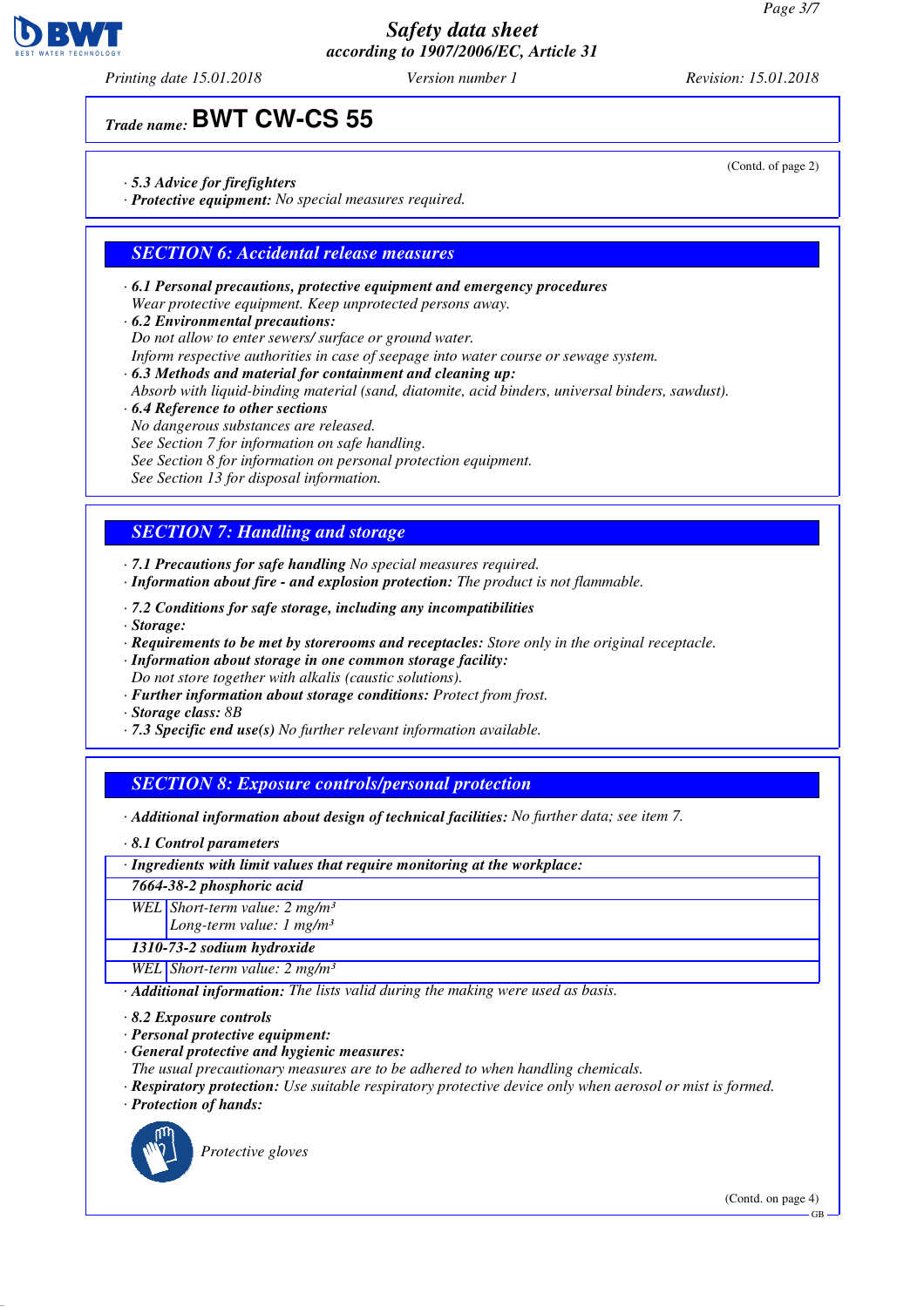# Safety data sheet
*according to 1907/2006/EC, Article 31*

*Printing date 15.01.2018* *Version number 1* *Revision: 15.01.2018*

*Trade name:* **BWT CW-CS 55**

(Contd. of page 2)

· ***5.3 Advice for firefighters***
· ***Protective equipment:*** *No special measures required.*

## *SECTION 6: Accidental release measures*

· ***6.1 Personal precautions, protective equipment and emergency procedures***
*Wear protective equipment. Keep unprotected persons away.*
· ***6.2 Environmental precautions:***
*Do not allow to enter sewers/ surface or ground water.*
*Inform respective authorities in case of seepage into water course or sewage system.*
· ***6.3 Methods and material for containment and cleaning up:***
*Absorb with liquid-binding material (sand, diatomite, acid binders, universal binders, sawdust).*
· ***6.4 Reference to other sections***
*No dangerous substances are released.*
*See Section 7 for information on safe handling.*
*See Section 8 for information on personal protection equipment.*
*See Section 13 for disposal information.*

## *SECTION 7: Handling and storage*

· ***7.1 Precautions for safe handling*** *No special measures required.*
· ***Information about fire - and explosion protection:*** *The product is not flammable.*

· ***7.2 Conditions for safe storage, including any incompatibilities***
· ***Storage:***
· ***Requirements to be met by storerooms and receptacles:*** *Store only in the original receptacle.*
· ***Information about storage in one common storage facility:***
*Do not store together with alkalis (caustic solutions).*
· ***Further information about storage conditions:*** *Protect from frost.*
· ***Storage class:*** *8B*
· ***7.3 Specific end use(s)*** *No further relevant information available.*

## *SECTION 8: Exposure controls/personal protection*

· ***Additional information about design of technical facilities:*** *No further data; see item 7.*

· ***8.1 Control parameters***

| · ***Ingredients with limit values that require monitoring at the workplace:*** | |
|---|---|
| ***7664-38-2 phosphoric acid*** | |
| *WEL* | *Short-term value: 2 mg/m³*<br>*Long-term value: 1 mg/m³* |
| ***1310-73-2 sodium hydroxide*** | |
| *WEL* | *Short-term value: 2 mg/m³* |

· ***Additional information:*** *The lists valid during the making were used as basis.*

· ***8.2 Exposure controls***
· ***Personal protective equipment:***
· ***General protective and hygienic measures:***
*The usual precautionary measures are to be adhered to when handling chemicals.*
· ***Respiratory protection:*** *Use suitable respiratory protective device only when aerosol or mist is formed.*
· ***Protection of hands:***

*Protective gloves*

(Contd. on page 4)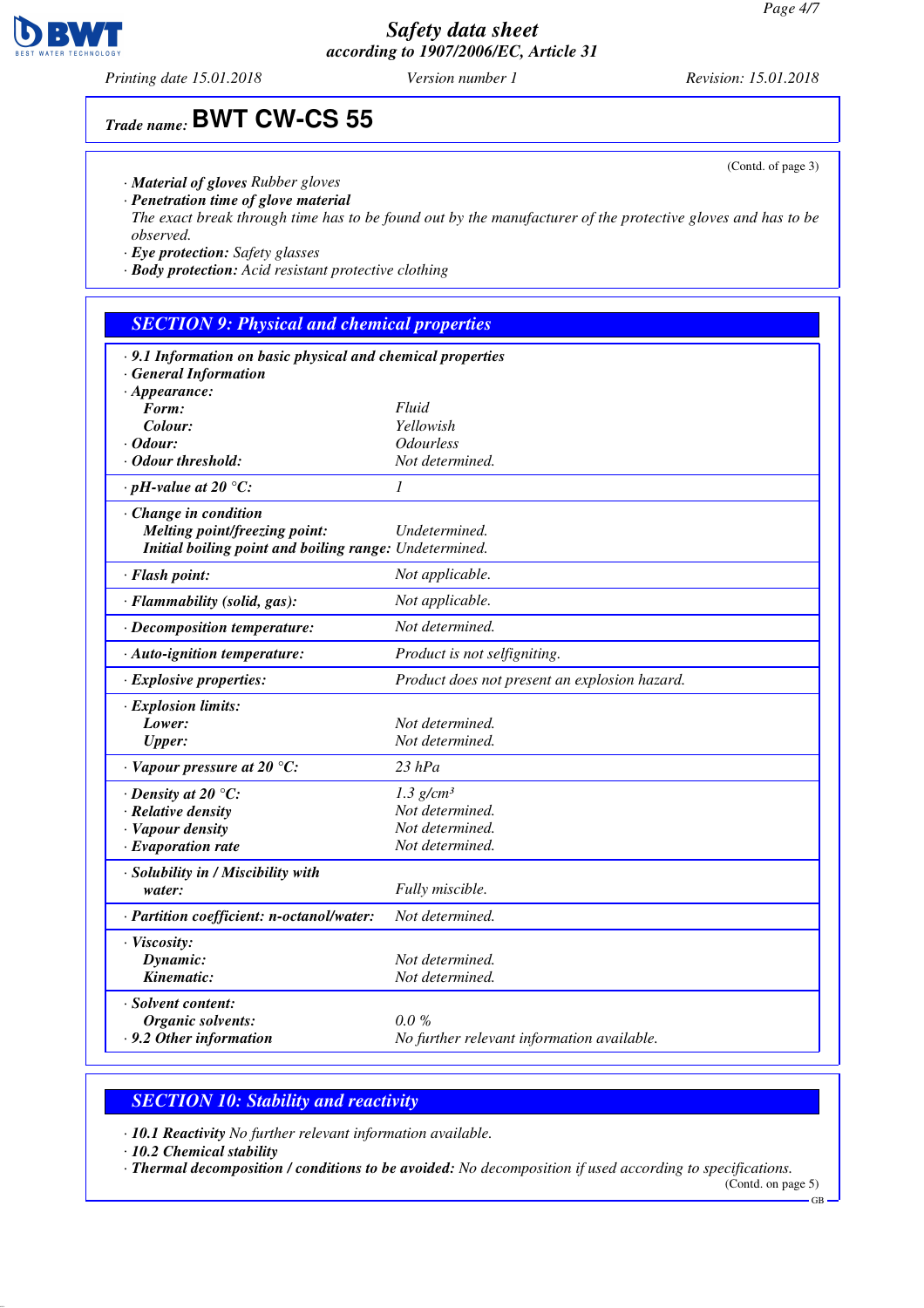(Contd. of page 3)

- **Material of gloves** Rubber gloves
- **Penetration time of glove material**
  The exact break through time has to be found out by the manufacturer of the protective gloves and has to be observed.
- **Eye protection:** Safety glasses
- **Body protection:** Acid resistant protective clothing

## SECTION 9: Physical and chemical properties

| | |
|---|---|
| **· 9.1 Information on basic physical and chemical properties** | |
| **· General Information** | |
| **· Appearance:** | |
| **Form:** | Fluid |
| **Colour:** | Yellowish |
| **· Odour:** | Odourless |
| **· Odour threshold:** | Not determined. |
| **· pH-value at 20 °C:** | 1 |
| **· Change in condition** | |
| **Melting point/freezing point:** | Undetermined. |
| **Initial boiling point and boiling range:** | Undetermined. |
| **· Flash point:** | Not applicable. |
| **· Flammability (solid, gas):** | Not applicable. |
| **· Decomposition temperature:** | Not determined. |
| **· Auto-ignition temperature:** | Product is not selfigniting. |
| **· Explosive properties:** | Product does not present an explosion hazard. |
| **· Explosion limits:** | |
| **Lower:** | Not determined. |
| **Upper:** | Not determined. |
| **· Vapour pressure at 20 °C:** | 23 hPa |
| **· Density at 20 °C:** | 1.3 g/cm³ |
| **· Relative density** | Not determined. |
| **· Vapour density** | Not determined. |
| **· Evaporation rate** | Not determined. |
| **· Solubility in / Miscibility with water:** | Fully miscible. |
| **· Partition coefficient: n-octanol/water:** | Not determined. |
| **· Viscosity:** | |
| **Dynamic:** | Not determined. |
| **Kinematic:** | Not determined. |
| **· Solvent content:** | |
| **Organic solvents:** | 0.0 % |
| **· 9.2 Other information** | No further relevant information available. |

## SECTION 10: Stability and reactivity

- **10.1 Reactivity** No further relevant information available.
- **10.2 Chemical stability**
- **Thermal decomposition / conditions to be avoided:** No decomposition if used according to specifications.

(Contd. on page 5)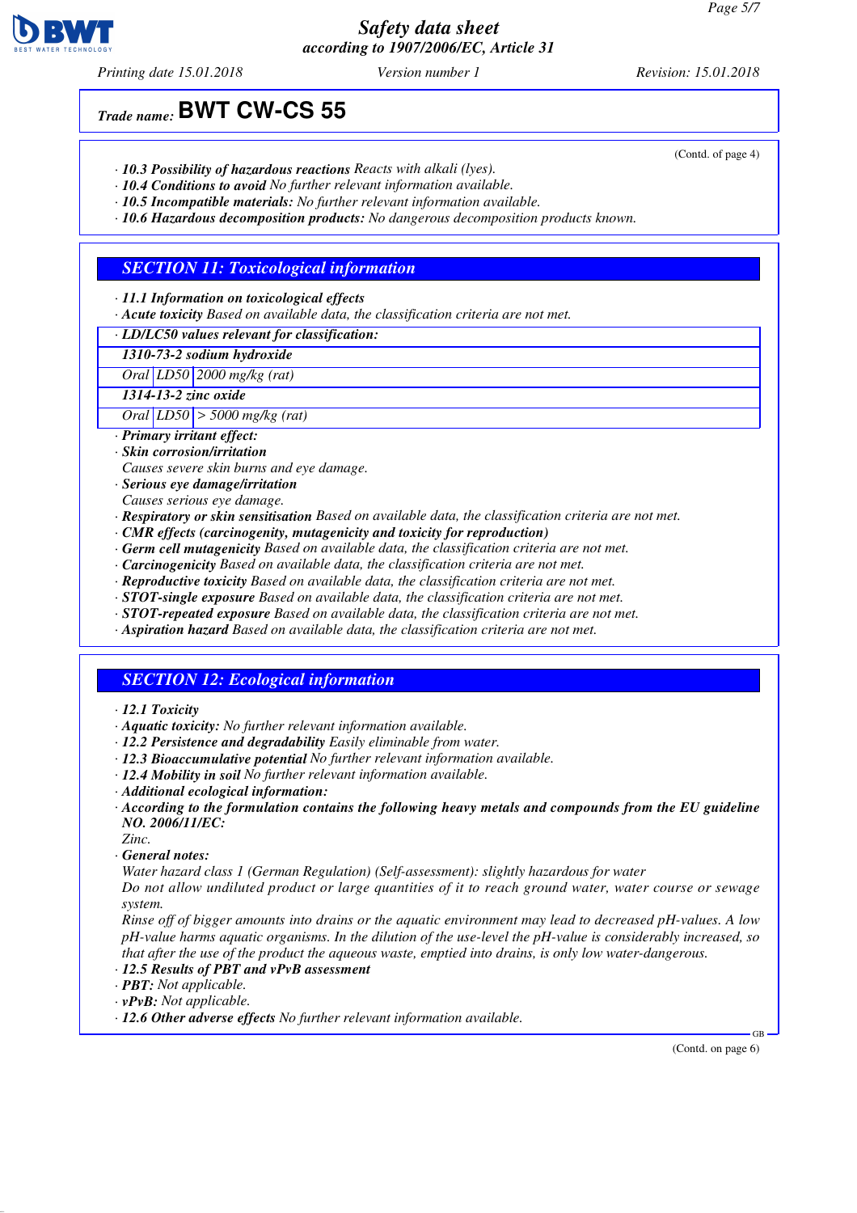*Trade name:* **BWT CW-CS 55**

(Contd. of page 4)

· ***10.3 Possibility of hazardous reactions*** *Reacts with alkali (lyes).*
· ***10.4 Conditions to avoid*** *No further relevant information available.*
· ***10.5 Incompatible materials:*** *No further relevant information available.*
· ***10.6 Hazardous decomposition products:*** *No dangerous decomposition products known.*

## SECTION 11: Toxicological information

· ***11.1 Information on toxicological effects***
· ***Acute toxicity*** *Based on available data, the classification criteria are not met.*

| · LD/LC50 values relevant for classification: | | |
|---|---|---|
| **1310-73-2 sodium hydroxide** | | |
| Oral | LD50 | 2000 mg/kg (rat) |
| **1314-13-2 zinc oxide** | | |
| Oral | LD50 | > 5000 mg/kg (rat) |

· ***Primary irritant effect:***
· ***Skin corrosion/irritation***
*Causes severe skin burns and eye damage.*
· ***Serious eye damage/irritation***
*Causes serious eye damage.*
· ***Respiratory or skin sensitisation*** *Based on available data, the classification criteria are not met.*
· ***CMR effects (carcinogenity, mutagenicity and toxicity for reproduction)***
· ***Germ cell mutagenicity*** *Based on available data, the classification criteria are not met.*
· ***Carcinogenicity*** *Based on available data, the classification criteria are not met.*
· ***Reproductive toxicity*** *Based on available data, the classification criteria are not met.*
· ***STOT-single exposure*** *Based on available data, the classification criteria are not met.*
· ***STOT-repeated exposure*** *Based on available data, the classification criteria are not met.*
· ***Aspiration hazard*** *Based on available data, the classification criteria are not met.*

## SECTION 12: Ecological information

· ***12.1 Toxicity***
· ***Aquatic toxicity:*** *No further relevant information available.*
· ***12.2 Persistence and degradability*** *Easily eliminable from water.*
· ***12.3 Bioaccumulative potential*** *No further relevant information available.*
· ***12.4 Mobility in soil*** *No further relevant information available.*
· ***Additional ecological information:***
· ***According to the formulation contains the following heavy metals and compounds from the EU guideline NO. 2006/11/EC:***
*Zinc.*
· ***General notes:***
*Water hazard class 1 (German Regulation) (Self-assessment): slightly hazardous for water*
*Do not allow undiluted product or large quantities of it to reach ground water, water course or sewage system.*
*Rinse off of bigger amounts into drains or the aquatic environment may lead to decreased pH-values. A low pH-value harms aquatic organisms. In the dilution of the use-level the pH-value is considerably increased, so that after the use of the product the aqueous waste, emptied into drains, is only low water-dangerous.*
· ***12.5 Results of PBT and vPvB assessment***
· ***PBT:*** *Not applicable.*
· ***vPvB:*** *Not applicable.*
· ***12.6 Other adverse effects*** *No further relevant information available.*

(Contd. on page 6)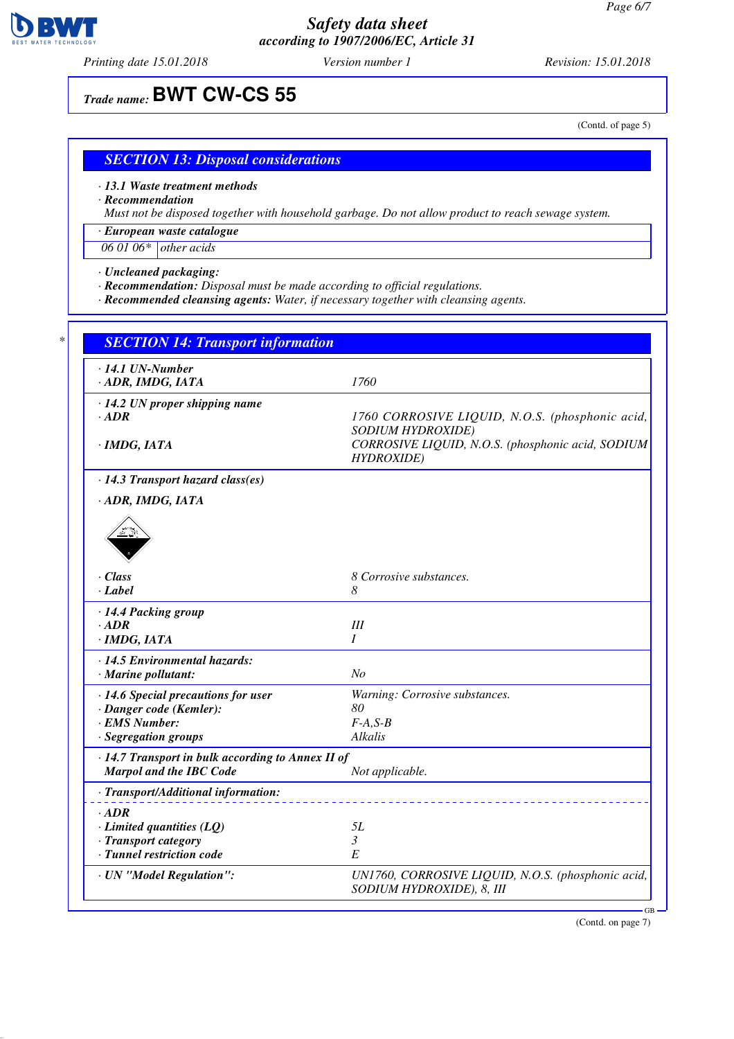**Safety data sheet**
**according to 1907/2006/EC, Article 31**

Printing date 15.01.2018 | Version number 1 | Revision: 15.01.2018

**Trade name: BWT CW-CS 55**

(Contd. of page 5)

## SECTION 13: Disposal considerations

· **13.1 Waste treatment methods**
· **Recommendation**
Must not be disposed together with household garbage. Do not allow product to reach sewage system.

| · European waste catalogue | |
|---|---|
| 06 01 06* | other acids |

· **Uncleaned packaging:**
· **Recommendation:** Disposal must be made according to official regulations.
· **Recommended cleansing agents:** Water, if necessary together with cleansing agents.

## * SECTION 14: Transport information

| | |
|---|---|
| · **14.1 UN-Number** | |
| · **ADR, IMDG, IATA** | 1760 |
| · **14.2 UN proper shipping name** | |
| · **ADR** | 1760 CORROSIVE LIQUID, N.O.S. (phosphonic acid, SODIUM HYDROXIDE) |
| · **IMDG, IATA** | CORROSIVE LIQUID, N.O.S. (phosphonic acid, SODIUM HYDROXIDE) |
| · **14.3 Transport hazard class(es)** | |
| · **ADR, IMDG, IATA** | |
| · **Class** | 8 Corrosive substances. |
| · **Label** | 8 |
| · **14.4 Packing group** | |
| · **ADR** | III |
| · **IMDG, IATA** | I |
| · **14.5 Environmental hazards:** | |
| · **Marine pollutant:** | No |
| · **14.6 Special precautions for user** | Warning: Corrosive substances. |
| · **Danger code (Kemler):** | 80 |
| · **EMS Number:** | F-A,S-B |
| · **Segregation groups** | Alkalis |
| · **14.7 Transport in bulk according to Annex II of Marpol and the IBC Code** | Not applicable. |
| · **Transport/Additional information:** | |
| · **ADR** | |
| · **Limited quantities (LQ)** | 5L |
| · **Transport category** | 3 |
| · **Tunnel restriction code** | E |
| · **UN "Model Regulation":** | UN1760, CORROSIVE LIQUID, N.O.S. (phosphonic acid, SODIUM HYDROXIDE), 8, III |

GB

(Contd. on page 7)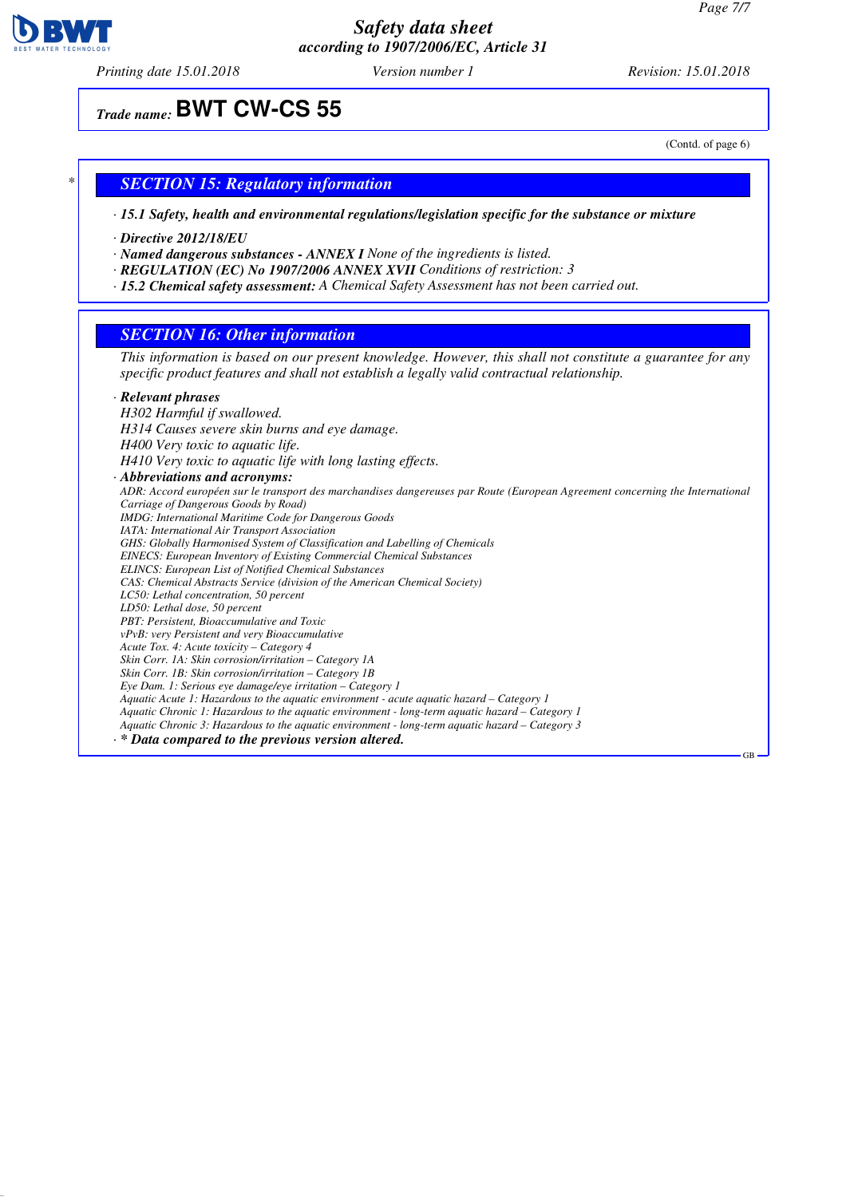Trade name: **BWT CW-CS 55**

(Contd. of page 6)

## SECTION 15: Regulatory information

· ***15.1 Safety, health and environmental regulations/legislation specific for the substance or mixture***

· ***Directive 2012/18/EU***

· ***Named dangerous substances - ANNEX I*** *None of the ingredients is listed.*

· ***REGULATION (EC) No 1907/2006 ANNEX XVII*** *Conditions of restriction: 3*

· ***15.2 Chemical safety assessment:*** *A Chemical Safety Assessment has not been carried out.*

## SECTION 16: Other information

*This information is based on our present knowledge. However, this shall not constitute a guarantee for any specific product features and shall not establish a legally valid contractual relationship.*

· ***Relevant phrases***

*H302 Harmful if swallowed.*
*H314 Causes severe skin burns and eye damage.*
*H400 Very toxic to aquatic life.*
*H410 Very toxic to aquatic life with long lasting effects.*

· ***Abbreviations and acronyms:***

*ADR: Accord européen sur le transport des marchandises dangereuses par Route (European Agreement concerning the International Carriage of Dangerous Goods by Road)*
*IMDG: International Maritime Code for Dangerous Goods*
*IATA: International Air Transport Association*
*GHS: Globally Harmonised System of Classification and Labelling of Chemicals*
*EINECS: European Inventory of Existing Commercial Chemical Substances*
*ELINCS: European List of Notified Chemical Substances*
*CAS: Chemical Abstracts Service (division of the American Chemical Society)*
*LC50: Lethal concentration, 50 percent*
*LD50: Lethal dose, 50 percent*
*PBT: Persistent, Bioaccumulative and Toxic*
*vPvB: very Persistent and very Bioaccumulative*
*Acute Tox. 4: Acute toxicity – Category 4*
*Skin Corr. 1A: Skin corrosion/irritation – Category 1A*
*Skin Corr. 1B: Skin corrosion/irritation – Category 1B*
*Eye Dam. 1: Serious eye damage/eye irritation – Category 1*
*Aquatic Acute 1: Hazardous to the aquatic environment - acute aquatic hazard – Category 1*
*Aquatic Chronic 1: Hazardous to the aquatic environment - long-term aquatic hazard – Category 1*
*Aquatic Chronic 3: Hazardous to the aquatic environment - long-term aquatic hazard – Category 3*

· ***\* Data compared to the previous version altered.***